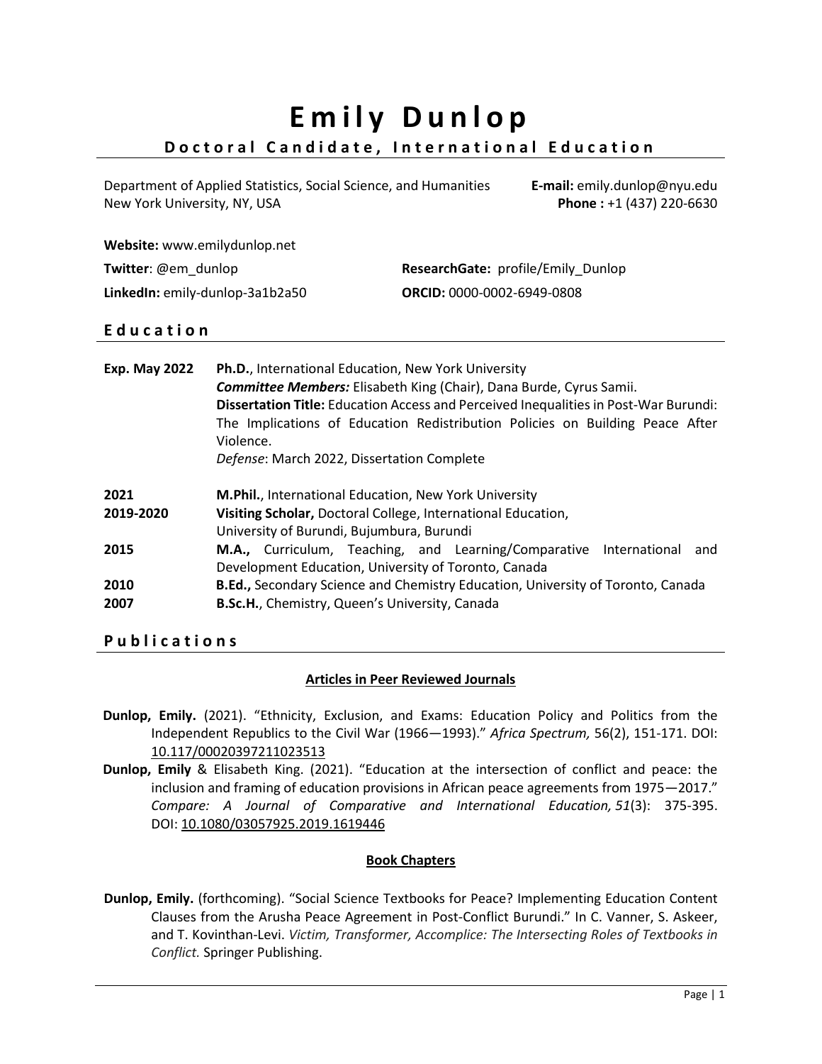# Emily Dunlop

## Doctoral Candidate, International Education

Department of Applied Statistics, Social Science, and Humanities
New York University, NY, USA

**E-mail:** emily.dunlop@nyu.edu
**Phone :** +1 (437) 220-6630

**Website:** www.emilydunlop.net
**Twitter**: @em_dunlop
**LinkedIn:** emily-dunlop-3a1b2a50
**ResearchGate:** profile/Emily_Dunlop
**ORCID:** 0000-0002-6949-0808

## Education

**Exp. May 2022** — **Ph.D.**, International Education, New York University
***Committee Members:*** Elisabeth King (Chair), Dana Burde, Cyrus Samii.
**Dissertation Title:** Education Access and Perceived Inequalities in Post-War Burundi: The Implications of Education Redistribution Policies on Building Peace After Violence.
*Defense*: March 2022, Dissertation Complete

**2021** — **M.Phil.**, International Education, New York University

**2019-2020** — **Visiting Scholar,** Doctoral College, International Education, University of Burundi, Bujumbura, Burundi

**2015** — **M.A.,** Curriculum, Teaching, and Learning/Comparative International and Development Education, University of Toronto, Canada

**2010** — **B.Ed.,** Secondary Science and Chemistry Education, University of Toronto, Canada

**2007** — **B.Sc.H.**, Chemistry, Queen's University, Canada

## Publications

### Articles in Peer Reviewed Journals

**Dunlop, Emily.** (2021). "Ethnicity, Exclusion, and Exams: Education Policy and Politics from the Independent Republics to the Civil War (1966—1993)." *Africa Spectrum,* 56(2), 151-171. DOI: 10.117/00020397211023513

**Dunlop, Emily** & Elisabeth King. (2021). "Education at the intersection of conflict and peace: the inclusion and framing of education provisions in African peace agreements from 1975—2017." *Compare: A Journal of Comparative and International Education, 51*(3): 375-395. DOI: 10.1080/03057925.2019.1619446

### Book Chapters

**Dunlop, Emily.** (forthcoming). "Social Science Textbooks for Peace? Implementing Education Content Clauses from the Arusha Peace Agreement in Post-Conflict Burundi." In C. Vanner, S. Askeer, and T. Kovinthan-Levi. *Victim, Transformer, Accomplice: The Intersecting Roles of Textbooks in Conflict.* Springer Publishing.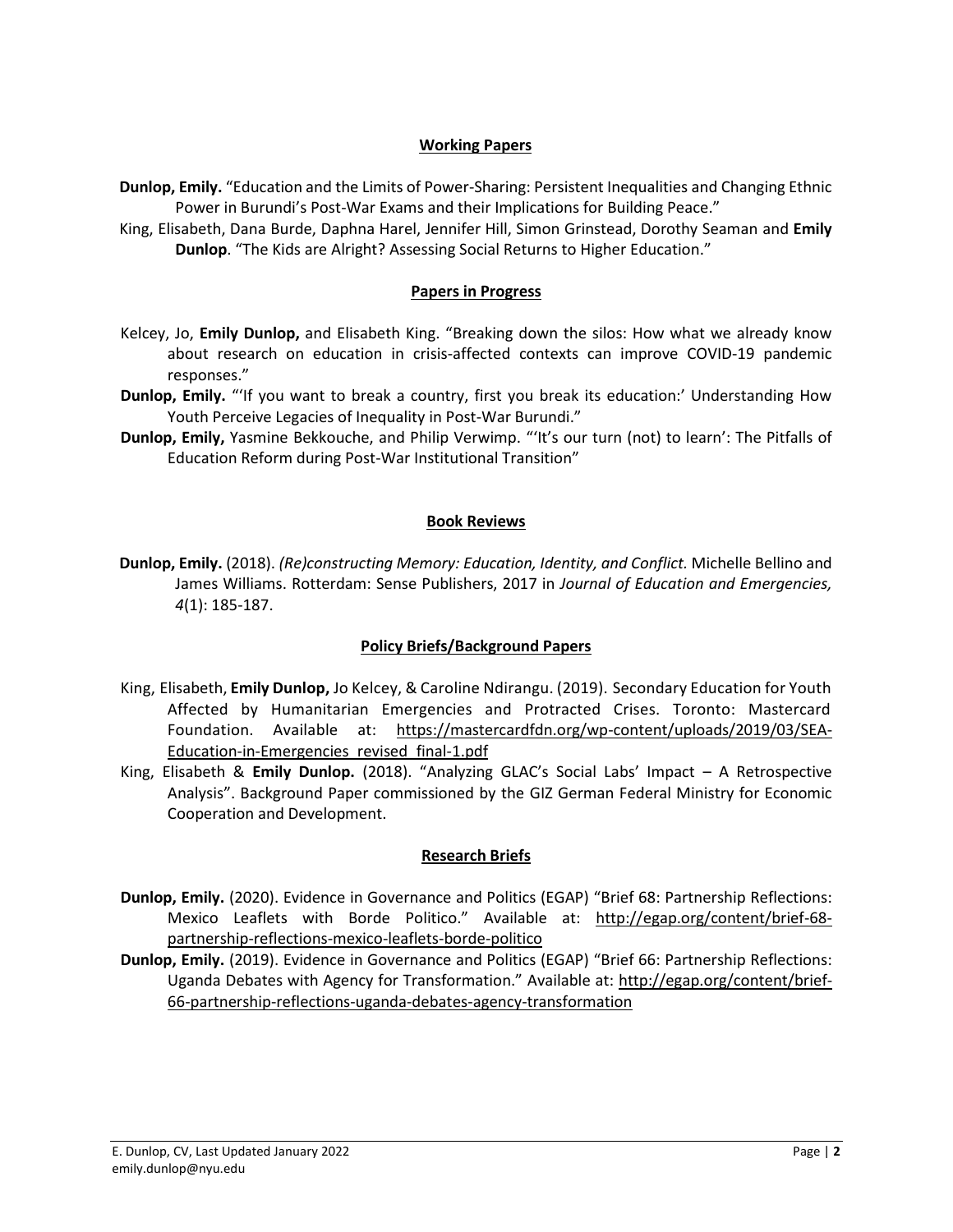## Working Papers

**Dunlop, Emily.** "Education and the Limits of Power-Sharing: Persistent Inequalities and Changing Ethnic Power in Burundi's Post-War Exams and their Implications for Building Peace."

King, Elisabeth, Dana Burde, Daphna Harel, Jennifer Hill, Simon Grinstead, Dorothy Seaman and **Emily Dunlop**. "The Kids are Alright? Assessing Social Returns to Higher Education."

## Papers in Progress

Kelcey, Jo, **Emily Dunlop,** and Elisabeth King. "Breaking down the silos: How what we already know about research on education in crisis-affected contexts can improve COVID-19 pandemic responses."

**Dunlop, Emily.** "'If you want to break a country, first you break its education:' Understanding How Youth Perceive Legacies of Inequality in Post-War Burundi."

**Dunlop, Emily,** Yasmine Bekkouche, and Philip Verwimp. "'It's our turn (not) to learn': The Pitfalls of Education Reform during Post-War Institutional Transition"

## Book Reviews

**Dunlop, Emily.** (2018). *(Re)constructing Memory: Education, Identity, and Conflict.* Michelle Bellino and James Williams. Rotterdam: Sense Publishers, 2017 in *Journal of Education and Emergencies, 4*(1): 185-187.

## Policy Briefs/Background Papers

King, Elisabeth, **Emily Dunlop,** Jo Kelcey, & Caroline Ndirangu. (2019). Secondary Education for Youth Affected by Humanitarian Emergencies and Protracted Crises. Toronto: Mastercard Foundation. Available at: https://mastercardfdn.org/wp-content/uploads/2019/03/SEA-Education-in-Emergencies_revised_final-1.pdf

King, Elisabeth & **Emily Dunlop.** (2018). "Analyzing GLAC's Social Labs' Impact – A Retrospective Analysis". Background Paper commissioned by the GIZ German Federal Ministry for Economic Cooperation and Development.

## Research Briefs

**Dunlop, Emily.** (2020). Evidence in Governance and Politics (EGAP) "Brief 68: Partnership Reflections: Mexico Leaflets with Borde Politico." Available at: http://egap.org/content/brief-68-partnership-reflections-mexico-leaflets-borde-politico

**Dunlop, Emily.** (2019). Evidence in Governance and Politics (EGAP) "Brief 66: Partnership Reflections: Uganda Debates with Agency for Transformation." Available at: http://egap.org/content/brief-66-partnership-reflections-uganda-debates-agency-transformation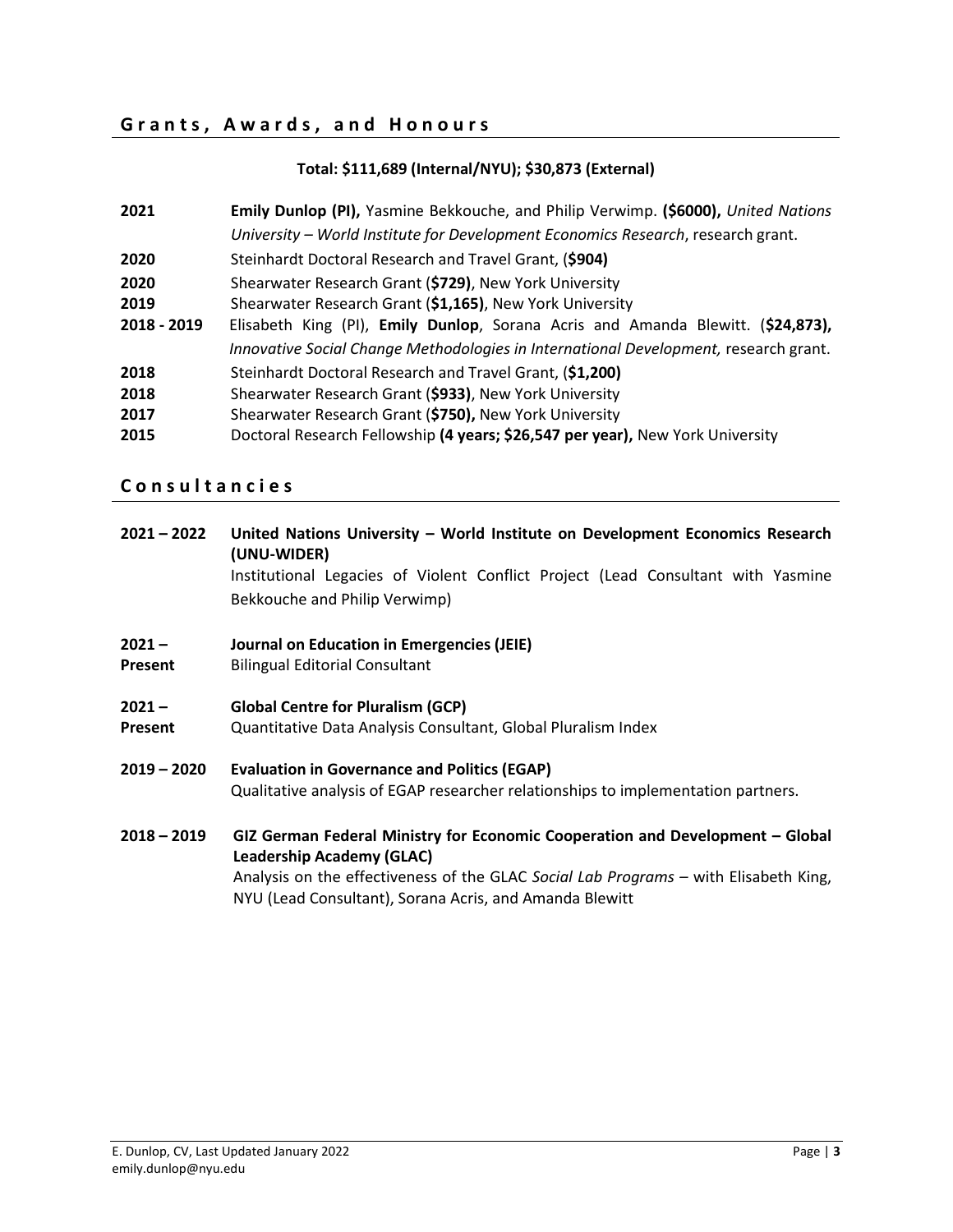## Grants, Awards, and Honours

**Total: $111,689 (Internal/NYU); $30,873 (External)**

**2021** — **Emily Dunlop (PI),** Yasmine Bekkouche, and Philip Verwimp. **($6000),** *United Nations University – World Institute for Development Economics Research*, research grant.

**2020** — Steinhardt Doctoral Research and Travel Grant, (**$904)**

**2020** — Shearwater Research Grant (**$729)**, New York University

**2019** — Shearwater Research Grant (**$1,165)**, New York University

**2018 - 2019** — Elisabeth King (PI), **Emily Dunlop**, Sorana Acris and Amanda Blewitt. (**$24,873),** *Innovative Social Change Methodologies in International Development,* research grant.

**2018** — Steinhardt Doctoral Research and Travel Grant, (**$1,200)**

**2018** — Shearwater Research Grant (**$933)**, New York University

**2017** — Shearwater Research Grant (**$750),** New York University

**2015** — Doctoral Research Fellowship **(4 years; $26,547 per year),** New York University

## Consultancies

**2021 – 2022** — **United Nations University – World Institute on Development Economics Research (UNU-WIDER)**
Institutional Legacies of Violent Conflict Project (Lead Consultant with Yasmine Bekkouche and Philip Verwimp)

**2021 – Present** — **Journal on Education in Emergencies (JEIE)**
Bilingual Editorial Consultant

**2021 – Present** — **Global Centre for Pluralism (GCP)**
Quantitative Data Analysis Consultant, Global Pluralism Index

**2019 – 2020** — **Evaluation in Governance and Politics (EGAP)**
Qualitative analysis of EGAP researcher relationships to implementation partners.

**2018 – 2019** — **GIZ German Federal Ministry for Economic Cooperation and Development – Global Leadership Academy (GLAC)**
Analysis on the effectiveness of the GLAC *Social Lab Programs* – with Elisabeth King, NYU (Lead Consultant), Sorana Acris, and Amanda Blewitt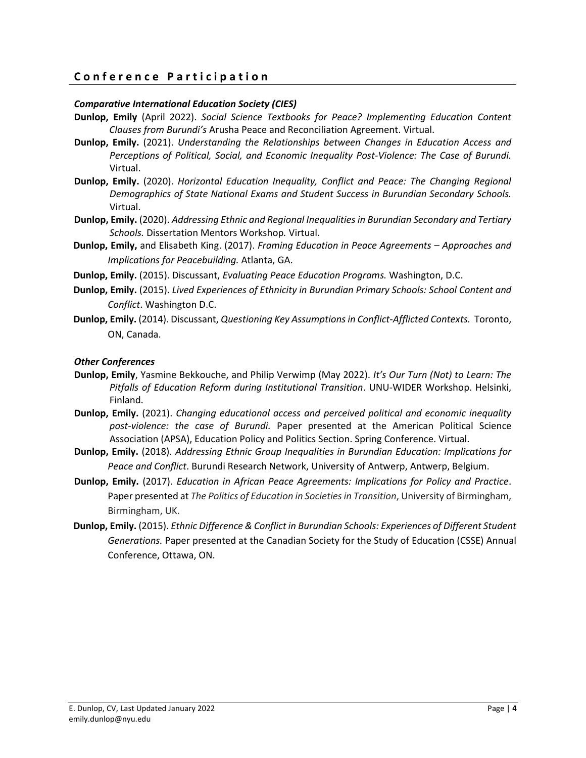## Conference Participation

### *Comparative International Education Society (CIES)*

**Dunlop, Emily** (April 2022). *Social Science Textbooks for Peace? Implementing Education Content Clauses from Burundi's* Arusha Peace and Reconciliation Agreement. Virtual.

**Dunlop, Emily.** (2021). *Understanding the Relationships between Changes in Education Access and Perceptions of Political, Social, and Economic Inequality Post-Violence: The Case of Burundi.* Virtual.

**Dunlop, Emily.** (2020). *Horizontal Education Inequality, Conflict and Peace: The Changing Regional Demographics of State National Exams and Student Success in Burundian Secondary Schools.* Virtual.

**Dunlop, Emily.** (2020). *Addressing Ethnic and Regional Inequalities in Burundian Secondary and Tertiary Schools.* Dissertation Mentors Workshop*.* Virtual.

**Dunlop, Emily,** and Elisabeth King. (2017). *Framing Education in Peace Agreements – Approaches and Implications for Peacebuilding.* Atlanta, GA.

**Dunlop, Emily.** (2015). Discussant, *Evaluating Peace Education Programs.* Washington, D.C.

**Dunlop, Emily.** (2015). *Lived Experiences of Ethnicity in Burundian Primary Schools: School Content and Conflict*. Washington D.C.

**Dunlop, Emily.** (2014). Discussant, *Questioning Key Assumptions in Conflict-Afflicted Contexts.* Toronto, ON, Canada.

### *Other Conferences*

**Dunlop, Emily**, Yasmine Bekkouche, and Philip Verwimp (May 2022). *It's Our Turn (Not) to Learn: The Pitfalls of Education Reform during Institutional Transition*. UNU-WIDER Workshop. Helsinki, Finland.

**Dunlop, Emily.** (2021). *Changing educational access and perceived political and economic inequality post-violence: the case of Burundi.* Paper presented at the American Political Science Association (APSA), Education Policy and Politics Section. Spring Conference. Virtual.

**Dunlop, Emily.** (2018). *Addressing Ethnic Group Inequalities in Burundian Education: Implications for Peace and Conflict*. Burundi Research Network, University of Antwerp, Antwerp, Belgium.

**Dunlop, Emily.** (2017). *Education in African Peace Agreements: Implications for Policy and Practice*. Paper presented at *The Politics of Education in Societies in Transition*, University of Birmingham, Birmingham, UK.

**Dunlop, Emily.** (2015). *Ethnic Difference & Conflict in Burundian Schools: Experiences of Different Student Generations.* Paper presented at the Canadian Society for the Study of Education (CSSE) Annual Conference, Ottawa, ON.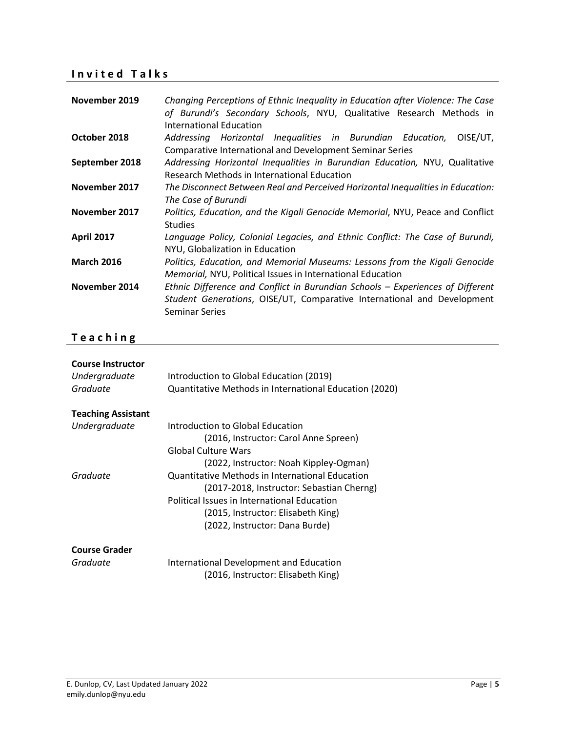## Invited Talks

**November 2019** *Changing Perceptions of Ethnic Inequality in Education after Violence: The Case of Burundi's Secondary Schools*, NYU, Qualitative Research Methods in International Education

**October 2018** *Addressing Horizontal Inequalities in Burundian Education,* OISE/UT, Comparative International and Development Seminar Series

**September 2018** *Addressing Horizontal Inequalities in Burundian Education,* NYU, Qualitative Research Methods in International Education

**November 2017** *The Disconnect Between Real and Perceived Horizontal Inequalities in Education: The Case of Burundi*

**November 2017** *Politics, Education, and the Kigali Genocide Memorial*, NYU, Peace and Conflict Studies

**April 2017** *Language Policy, Colonial Legacies, and Ethnic Conflict: The Case of Burundi,* NYU, Globalization in Education

**March 2016** *Politics, Education, and Memorial Museums: Lessons from the Kigali Genocide Memorial,* NYU, Political Issues in International Education

**November 2014** *Ethnic Difference and Conflict in Burundian Schools – Experiences of Different Student Generations*, OISE/UT, Comparative International and Development Seminar Series

## Teaching

**Course Instructor**

*Undergraduate* Introduction to Global Education (2019)

*Graduate* Quantitative Methods in International Education (2020)

**Teaching Assistant**

*Undergraduate*
- Introduction to Global Education
  (2016, Instructor: Carol Anne Spreen)
- Global Culture Wars
  (2022, Instructor: Noah Kippley-Ogman)

*Graduate*
- Quantitative Methods in International Education
  (2017-2018, Instructor: Sebastian Cherng)
- Political Issues in International Education
  (2015, Instructor: Elisabeth King)
  (2022, Instructor: Dana Burde)

**Course Grader**

*Graduate*
- International Development and Education
  (2016, Instructor: Elisabeth King)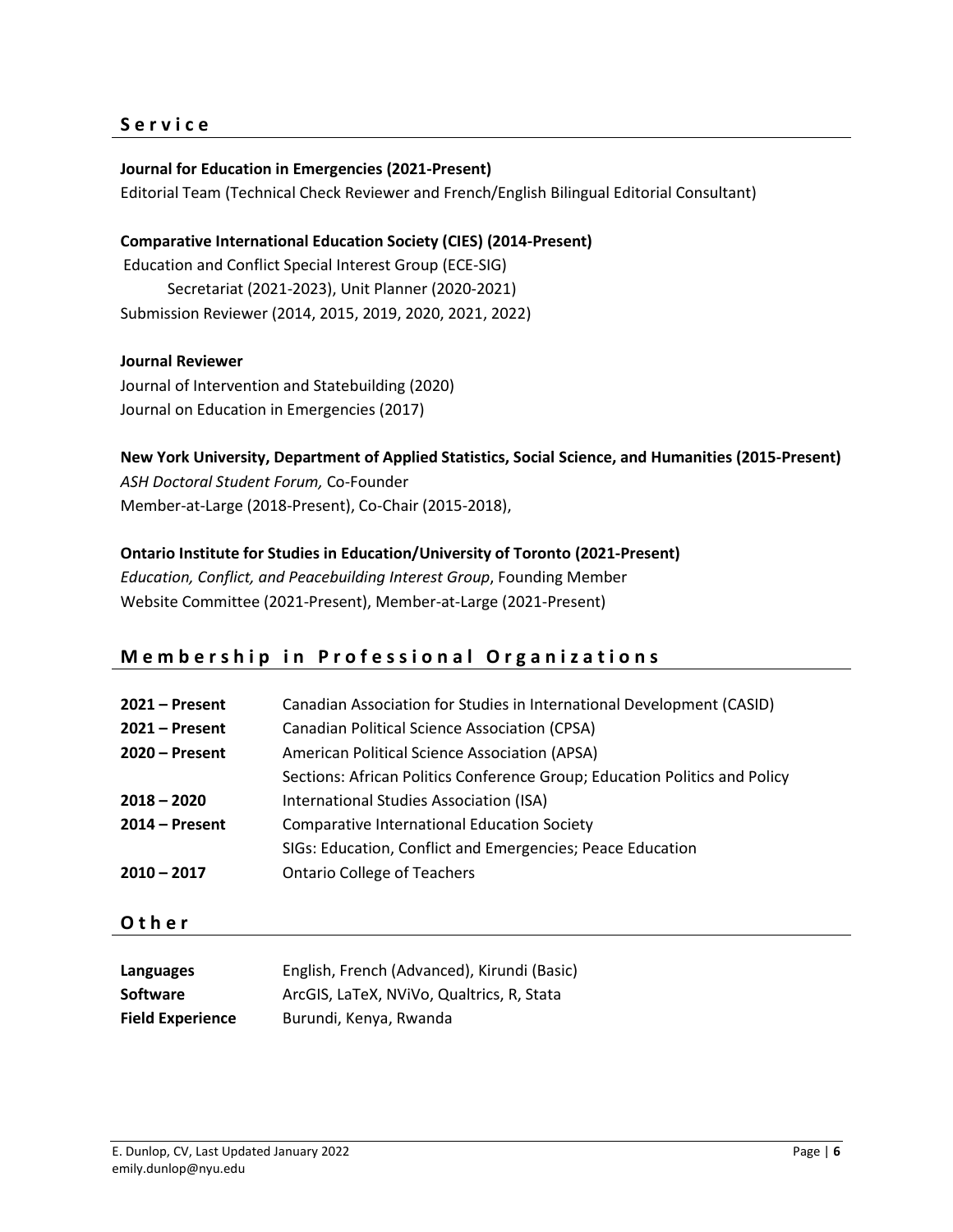## Service

**Journal for Education in Emergencies (2021-Present)**
Editorial Team (Technical Check Reviewer and French/English Bilingual Editorial Consultant)

**Comparative International Education Society (CIES) (2014-Present)**
Education and Conflict Special Interest Group (ECE-SIG)
Secretariat (2021-2023), Unit Planner (2020-2021)
Submission Reviewer (2014, 2015, 2019, 2020, 2021, 2022)

**Journal Reviewer**
Journal of Intervention and Statebuilding (2020)
Journal on Education in Emergencies (2017)

**New York University, Department of Applied Statistics, Social Science, and Humanities (2015-Present)**
*ASH Doctoral Student Forum,* Co-Founder
Member-at-Large (2018-Present), Co-Chair (2015-2018),

**Ontario Institute for Studies in Education/University of Toronto (2021-Present)**
*Education, Conflict, and Peacebuilding Interest Group*, Founding Member
Website Committee (2021-Present), Member-at-Large (2021-Present)

## Membership in Professional Organizations

| | |
|---|---|
| **2021 – Present** | Canadian Association for Studies in International Development (CASID) |
| **2021 – Present** | Canadian Political Science Association (CPSA) |
| **2020 – Present** | American Political Science Association (APSA) |
| | Sections: African Politics Conference Group; Education Politics and Policy |
| **2018 – 2020** | International Studies Association (ISA) |
| **2014 – Present** | Comparative International Education Society |
| | SIGs: Education, Conflict and Emergencies; Peace Education |
| **2010 – 2017** | Ontario College of Teachers |

## Other

| | |
|---|---|
| **Languages** | English, French (Advanced), Kirundi (Basic) |
| **Software** | ArcGIS, LaTeX, NViVo, Qualtrics, R, Stata |
| **Field Experience** | Burundi, Kenya, Rwanda |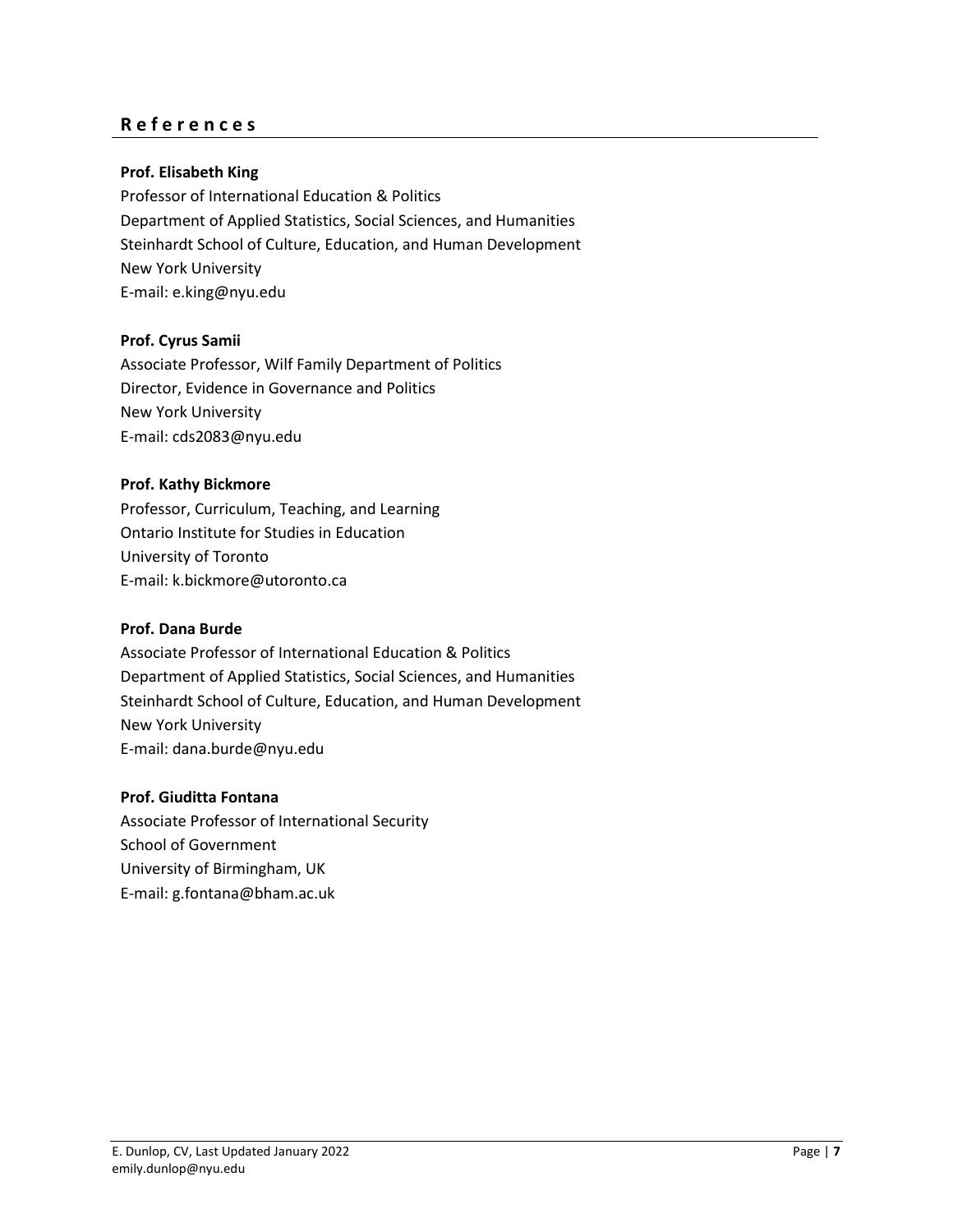## References

**Prof. Elisabeth King**
Professor of International Education & Politics
Department of Applied Statistics, Social Sciences, and Humanities
Steinhardt School of Culture, Education, and Human Development
New York University
E-mail: e.king@nyu.edu

**Prof. Cyrus Samii**
Associate Professor, Wilf Family Department of Politics
Director, Evidence in Governance and Politics
New York University
E-mail: cds2083@nyu.edu

**Prof. Kathy Bickmore**
Professor, Curriculum, Teaching, and Learning
Ontario Institute for Studies in Education
University of Toronto
E-mail: k.bickmore@utoronto.ca

**Prof. Dana Burde**
Associate Professor of International Education & Politics
Department of Applied Statistics, Social Sciences, and Humanities
Steinhardt School of Culture, Education, and Human Development
New York University
E-mail: dana.burde@nyu.edu

**Prof. Giuditta Fontana**
Associate Professor of International Security
School of Government
University of Birmingham, UK
E-mail: g.fontana@bham.ac.uk